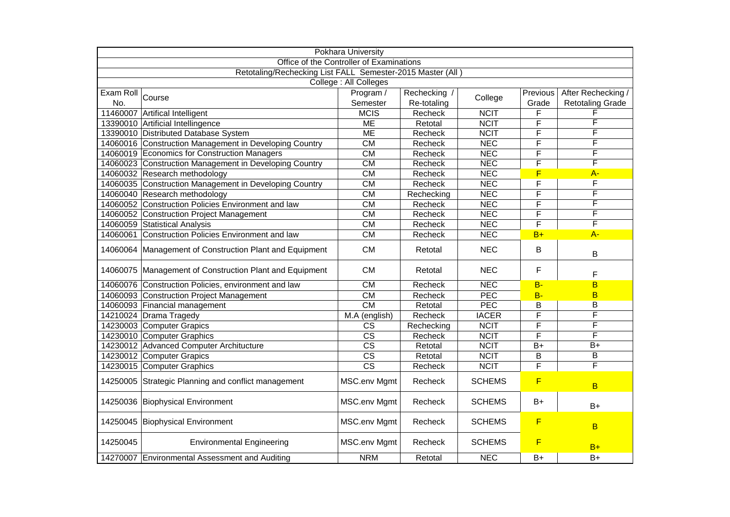| Pokhara University | | | | | | | |
|---|---|---|---|---|---|---|---|
| Office of the Controller of Examinations | | | | | | | |
| Retotaling/Rechecking List FALL Semester-2015 Master (All ) | | | | | | | |
| College : All Colleges | | | | | | | |
| Exam Roll No. | Course | Program / Semester | Rechecking / Re-totaling | College | Previous Grade | After Rechecking / Retotaling Grade |
| 11460007 | Artifical Intelligent | MCIS | Recheck | NCIT | F | F |
| 13390010 | Artificial Intellingence | ME | Retotal | NCIT | F | F |
| 13390010 | Distributed Database System | ME | Recheck | NCIT | F | F |
| 14060016 | Construction Management in Developing Country | CM | Recheck | NEC | F | F |
| 14060019 | Economics for Construction Managers | CM | Recheck | NEC | F | F |
| 14060023 | Construction Management in Developing Country | CM | Recheck | NEC | F | F |
| 14060032 | Research methodology | CM | Recheck | NEC | F | A- |
| 14060035 | Construction Management in Developing Country | CM | Recheck | NEC | F | F |
| 14060040 | Research methodology | CM | Rechecking | NEC | F | F |
| 14060052 | Construction Policies Environment and law | CM | Recheck | NEC | F | F |
| 14060052 | Construction Project Management | CM | Recheck | NEC | F | F |
| 14060059 | Statistical Analysis | CM | Recheck | NEC | F | F |
| 14060061 | Construction Policies Environment and law | CM | Recheck | NEC | B+ | A- |
| 14060064 | Management of Construction Plant and Equipment | CM | Retotal | NEC | B | B |
| 14060075 | Management of Construction Plant and Equipment | CM | Retotal | NEC | F | F |
| 14060076 | Construction Policies, environment and law | CM | Recheck | NEC | B- | B |
| 14060093 | Construction Project Management | CM | Recheck | PEC | B- | B |
| 14060093 | Financial management | CM | Retotal | PEC | B | B |
| 14210024 | Drama Tragedy | M.A (english) | Recheck | IACER | F | F |
| 14230003 | Computer Grapics | CS | Rechecking | NCIT | F | F |
| 14230010 | Computer Graphics | CS | Recheck | NCIT | F | F |
| 14230012 | Advanced Computer Architucture | CS | Retotal | NCIT | B+ | B+ |
| 14230012 | Computer Grapics | CS | Retotal | NCIT | B | B |
| 14230015 | Computer Graphics | CS | Recheck | NCIT | F | F |
| 14250005 | Strategic Planning and conflict management | MSC.env Mgmt | Recheck | SCHEMS | F | B |
| 14250036 | Biophysical Environment | MSC.env Mgmt | Recheck | SCHEMS | B+ | B+ |
| 14250045 | Biophysical Environment | MSC.env Mgmt | Recheck | SCHEMS | F | B |
| 14250045 | Environmental Engineering | MSC.env Mgmt | Recheck | SCHEMS | F | B+ |
| 14270007 | Environmental Assessment and Auditing | NRM | Retotal | NEC | B+ | B+ |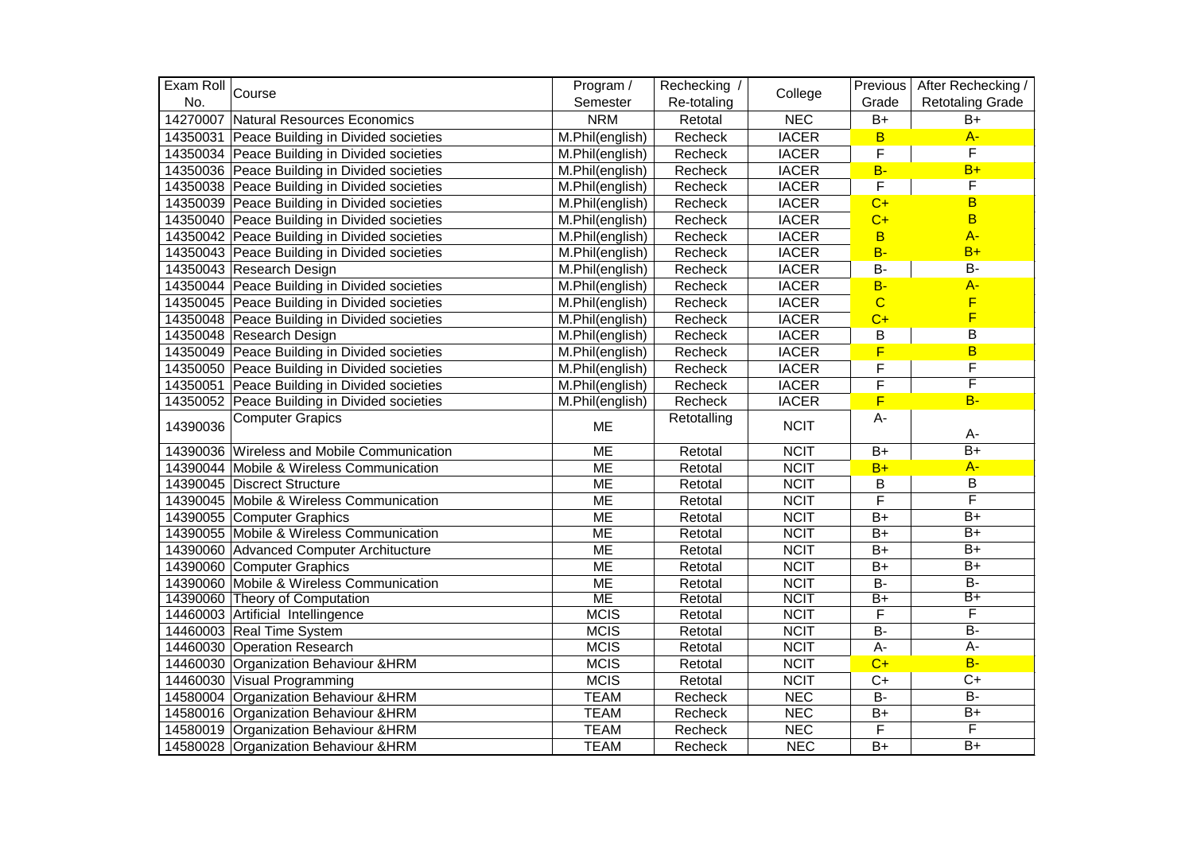| Exam Roll No. | Course | Program / Semester | Rechecking / Re-totaling | College | Previous Grade | After Rechecking / Retotaling Grade |
|---|---|---|---|---|---|---|
| 14270007 | Natural Resources Economics | NRM | Retotal | NEC | B+ | B+ |
| 14350031 | Peace Building in Divided societies | M.Phil(english) | Recheck | IACER | B | A- |
| 14350034 | Peace Building in Divided societies | M.Phil(english) | Recheck | IACER | F | F |
| 14350036 | Peace Building in Divided societies | M.Phil(english) | Recheck | IACER | B- | B+ |
| 14350038 | Peace Building in Divided societies | M.Phil(english) | Recheck | IACER | F | F |
| 14350039 | Peace Building in Divided societies | M.Phil(english) | Recheck | IACER | C+ | B |
| 14350040 | Peace Building in Divided societies | M.Phil(english) | Recheck | IACER | C+ | B |
| 14350042 | Peace Building in Divided societies | M.Phil(english) | Recheck | IACER | B | A- |
| 14350043 | Peace Building in Divided societies | M.Phil(english) | Recheck | IACER | B- | B+ |
| 14350043 | Research Design | M.Phil(english) | Recheck | IACER | B- | B- |
| 14350044 | Peace Building in Divided societies | M.Phil(english) | Recheck | IACER | B- | A- |
| 14350045 | Peace Building in Divided societies | M.Phil(english) | Recheck | IACER | C | F |
| 14350048 | Peace Building in Divided societies | M.Phil(english) | Recheck | IACER | C+ | F |
| 14350048 | Research Design | M.Phil(english) | Recheck | IACER | B | B |
| 14350049 | Peace Building in Divided societies | M.Phil(english) | Recheck | IACER | F | B |
| 14350050 | Peace Building in Divided societies | M.Phil(english) | Recheck | IACER | F | F |
| 14350051 | Peace Building in Divided societies | M.Phil(english) | Recheck | IACER | F | F |
| 14350052 | Peace Building in Divided societies | M.Phil(english) | Recheck | IACER | F | B- |
| 14390036 | Computer Grapics | ME | Retotalling | NCIT | A- | A- |
| 14390036 | Wireless and Mobile Communication | ME | Retotal | NCIT | B+ | B+ |
| 14390044 | Mobile & Wireless Communication | ME | Retotal | NCIT | B+ | A- |
| 14390045 | Discrect Structure | ME | Retotal | NCIT | B | B |
| 14390045 | Mobile & Wireless Communication | ME | Retotal | NCIT | F | F |
| 14390055 | Computer Graphics | ME | Retotal | NCIT | B+ | B+ |
| 14390055 | Mobile & Wireless Communication | ME | Retotal | NCIT | B+ | B+ |
| 14390060 | Advanced Computer Architecture | ME | Retotal | NCIT | B+ | B+ |
| 14390060 | Computer Graphics | ME | Retotal | NCIT | B+ | B+ |
| 14390060 | Mobile & Wireless Communication | ME | Retotal | NCIT | B- | B- |
| 14390060 | Theory of Computation | ME | Retotal | NCIT | B+ | B+ |
| 14460003 | Artificial Intellingence | MCIS | Retotal | NCIT | F | F |
| 14460003 | Real Time System | MCIS | Retotal | NCIT | B- | B- |
| 14460030 | Operation Research | MCIS | Retotal | NCIT | A- | A- |
| 14460030 | Organization Behaviour &HRM | MCIS | Retotal | NCIT | C+ | B- |
| 14460030 | Visual Programming | MCIS | Retotal | NCIT | C+ | C+ |
| 14580004 | Organization Behaviour &HRM | TEAM | Recheck | NEC | B- | B- |
| 14580016 | Organization Behaviour &HRM | TEAM | Recheck | NEC | B+ | B+ |
| 14580019 | Organization Behaviour &HRM | TEAM | Recheck | NEC | F | F |
| 14580028 | Organization Behaviour &HRM | TEAM | Recheck | NEC | B+ | B+ |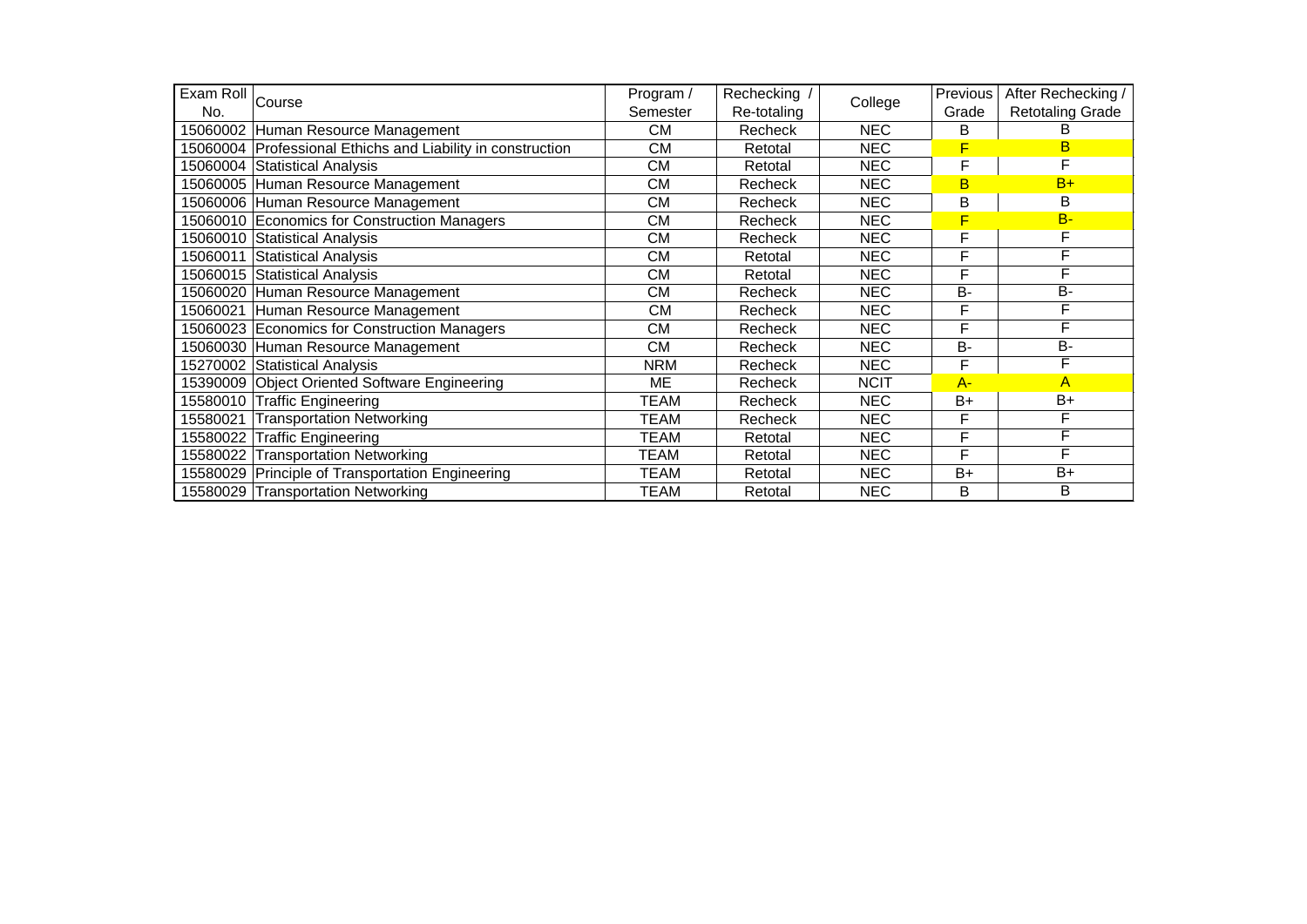| Exam Roll No. | Course | Program / Semester | Rechecking / Re-totaling | College | Previous Grade | After Rechecking / Retotaling Grade |
|---|---|---|---|---|---|---|
| 15060002 | Human Resource Management | CM | Recheck | NEC | B | B |
| 15060004 | Professional Ethichs and Liability in construction | CM | Retotal | NEC | F | B |
| 15060004 | Statistical Analysis | CM | Retotal | NEC | F | F |
| 15060005 | Human Resource Management | CM | Recheck | NEC | B | B+ |
| 15060006 | Human Resource Management | CM | Recheck | NEC | B | B |
| 15060010 | Economics for Construction Managers | CM | Recheck | NEC | F | B- |
| 15060010 | Statistical Analysis | CM | Recheck | NEC | F | F |
| 15060011 | Statistical Analysis | CM | Retotal | NEC | F | F |
| 15060015 | Statistical Analysis | CM | Retotal | NEC | F | F |
| 15060020 | Human Resource Management | CM | Recheck | NEC | B- | B- |
| 15060021 | Human Resource Management | CM | Recheck | NEC | F | F |
| 15060023 | Economics for Construction Managers | CM | Recheck | NEC | F | F |
| 15060030 | Human Resource Management | CM | Recheck | NEC | B- | B- |
| 15270002 | Statistical Analysis | NRM | Recheck | NEC | F | F |
| 15390009 | Object Oriented Software Engineering | ME | Recheck | NCIT | A- | A |
| 15580010 | Traffic Engineering | TEAM | Recheck | NEC | B+ | B+ |
| 15580021 | Transportation Networking | TEAM | Recheck | NEC | F | F |
| 15580022 | Traffic Engineering | TEAM | Retotal | NEC | F | F |
| 15580022 | Transportation Networking | TEAM | Retotal | NEC | F | F |
| 15580029 | Principle of Transportation Engineering | TEAM | Retotal | NEC | B+ | B+ |
| 15580029 | Transportation Networking | TEAM | Retotal | NEC | B | B |